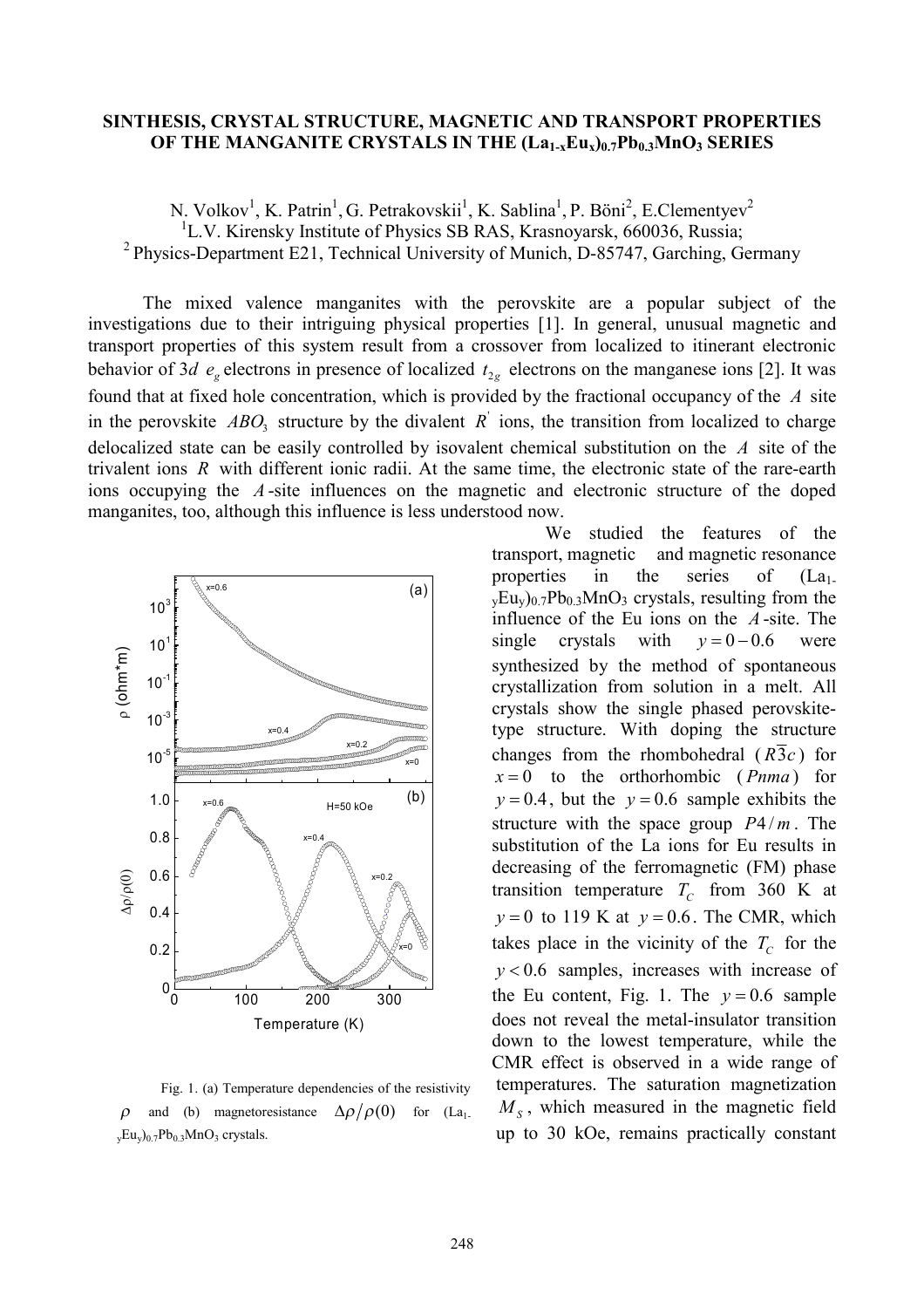# SINTHESIS, CRYSTAL STRUCTURE, MAGNETIC AND TRANSPORT PROPERTIES OF THE MANGANITE CRYSTALS IN THE $(La_{1-x}Eu_x)_{0.7}Pb_{0.3}MnO_3$ SERIES

N. Volkov[1], K. Patrin[1], G. Petrakovskii[1], K. Sablina[1], P. Böni[2], E.Clementyev[2]

[1]L.V. Kirensky Institute of Physics SB RAS, Krasnoyarsk, 660036, Russia;

[2] Physics-Department E21, Technical University of Munich, D-85747, Garching, Germany

The mixed valence manganites with the perovskite are a popular subject of the investigations due to their intriguing physical properties [1]. In general, unusual magnetic and transport properties of this system result from a crossover from localized to itinerant electronic behavior of 3*d* $e_g$ electrons in presence of localized $t_{2g}$ electrons on the manganese ions [2]. It was found that at fixed hole concentration, which is provided by the fractional occupancy of the $A$ site in the perovskite $ABO_3$ structure by the divalent $R'$ ions, the transition from localized to charge delocalized state can be easily controlled by isovalent chemical substitution on the $A$ site of the trivalent ions $R$ with different ionic radii. At the same time, the electronic state of the rare-earth ions occupying the $A$-site influences on the magnetic and electronic structure of the doped manganites, too, although this influence is less understood now.

We studied the features of the transport, magnetic and magnetic resonance properties in the series of $(La_{1-y}Eu_y)_{0.7}Pb_{0.3}MnO_3$ crystals, resulting from the influence of the Eu ions on the $A$-site. The single crystals with $y = 0 - 0.6$ were synthesized by the method of spontaneous crystallization from solution in a melt. All crystals show the single phased perovskite-type structure. With doping the structure changes from the rhombohedral ($R\overline{3}c$) for $x = 0$ to the orthorhombic ($Pnma$) for $y = 0.4$, but the $y = 0.6$ sample exhibits the structure with the space group $P4/m$. The substitution of the La ions for Eu results in decreasing of the ferromagnetic (FM) phase transition temperature $T_C$ from 360 K at $y = 0$ to 119 K at $y = 0.6$. The CMR, which takes place in the vicinity of the $T_C$ for the $y < 0.6$ samples, increases with increase of the Eu content, Fig. 1. The $y = 0.6$ sample does not reveal the metal-insulator transition down to the lowest temperature, while the CMR effect is observed in a wide range of temperatures. The saturation magnetization $M_S$, which measured in the magnetic field up to 30 kOe, remains practically constant

Fig. 1. (a) Temperature dependencies of the resistivity $\rho$ and (b) magnetoresistance $\Delta\rho/\rho(0)$ for $(La_{1-y}Eu_y)_{0.7}Pb_{0.3}MnO_3$ crystals.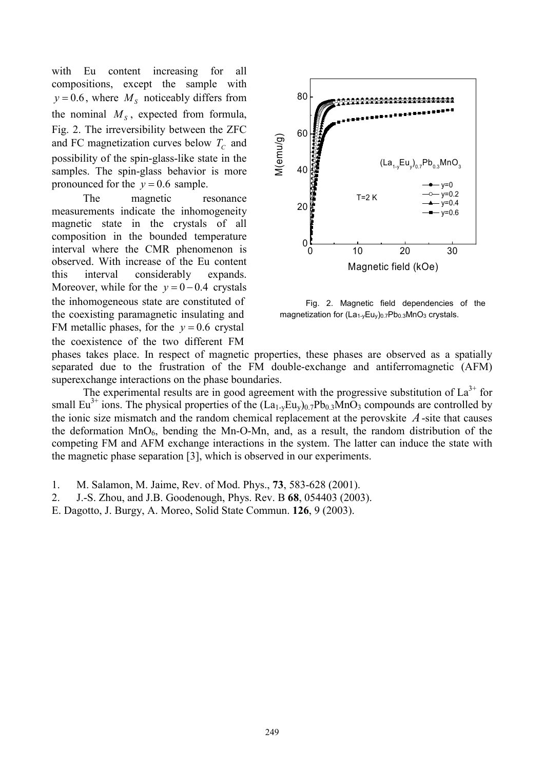with Eu content increasing for all compositions, except the sample with $y = 0.6$, where $M_S$ noticeably differs from the nominal $M_S$, expected from formula, Fig. 2. The irreversibility between the ZFC and FC magnetization curves below $T_C$ and possibility of the spin-glass-like state in the samples. The spin-glass behavior is more pronounced for the $y = 0.6$ sample.

The magnetic resonance measurements indicate the inhomogeneity magnetic state in the crystals of all composition in the bounded temperature interval where the CMR phenomenon is observed. With increase of the Eu content this interval considerably expands. Moreover, while for the $y = 0 - 0.4$ crystals the inhomogeneous state are constituted of the coexisting paramagnetic insulating and FM metallic phases, for the $y = 0.6$ crystal the coexistence of the two different FM phases takes place. In respect of magnetic properties, these phases are observed as a spatially separated due to the frustration of the FM double-exchange and antiferromagnetic (AFM) superexchange interactions on the phase boundaries.

M(emu/g)

Magnetic field (kOe)

$(La_{1-y}Eu_y)_{0.7}Pb_{0.3}MnO_3$

T=2 K

y=0

y=0.2

y=0.4

y=0.6

Fig. 2. Magnetic field dependencies of the magnetization for $(La_{1-y}Eu_y)_{0.7}Pb_{0.3}MnO_3$ crystals.

The experimental results are in good agreement with the progressive substitution of $La^{3+}$ for small $Eu^{3+}$ ions. The physical properties of the $(La_{1-y}Eu_y)_{0.7}Pb_{0.3}MnO_3$ compounds are controlled by the ionic size mismatch and the random chemical replacement at the perovskite $A$-site that causes the deformation $MnO_6$, bending the Mn-O-Mn, and, as a result, the random distribution of the competing FM and AFM exchange interactions in the system. The latter can induce the state with the magnetic phase separation [3], which is observed in our experiments.

1. M. Salamon, M. Jaime, Rev. of Mod. Phys., **73**, 583-628 (2001).
2. J.-S. Zhou, and J.B. Goodenough, Phys. Rev. B **68**, 054403 (2003).

E. Dagotto, J. Burgy, A. Moreo, Solid State Commun. **126**, 9 (2003).